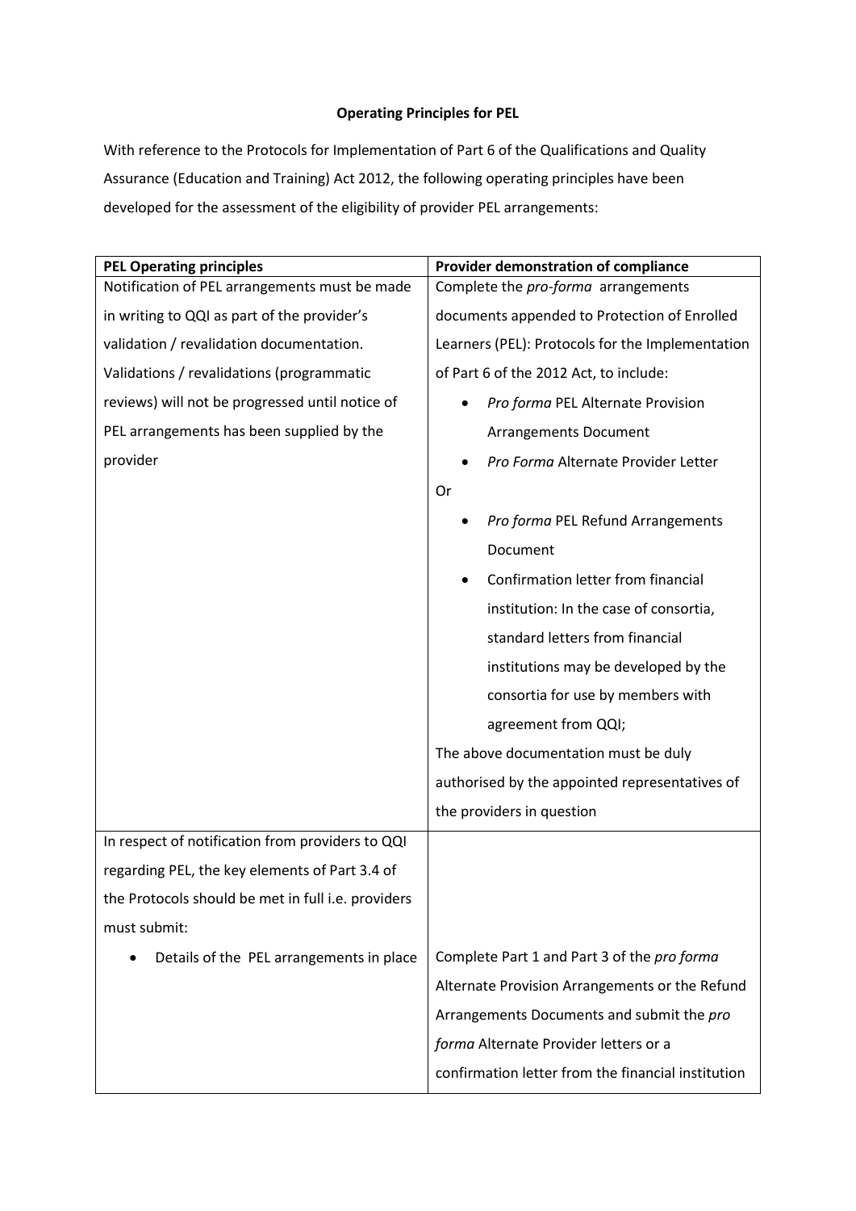**Operating Principles for PEL**

With reference to the Protocols for Implementation of Part 6 of the Qualifications and Quality Assurance (Education and Training) Act 2012, the following operating principles have been developed for the assessment of the eligibility of provider PEL arrangements:

| **PEL Operating principles** | **Provider demonstration of compliance** |
|---|---|
| Notification of PEL arrangements must be made in writing to QQI as part of the provider's validation / revalidation documentation. Validations / revalidations (programmatic reviews) will not be progressed until notice of PEL arrangements has been supplied by the provider | Complete the *pro-forma* arrangements documents appended to Protection of Enrolled Learners (PEL): Protocols for the Implementation of Part 6 of the 2012 Act, to include: <br>• *Pro forma* PEL Alternate Provision Arrangements Document <br>• *Pro Forma* Alternate Provider Letter <br>Or <br>• *Pro forma* PEL Refund Arrangements Document <br>• Confirmation letter from financial institution: In the case of consortia, standard letters from financial institutions may be developed by the consortia for use by members with agreement from QQI; <br>The above documentation must be duly authorised by the appointed representatives of the providers in question |
| In respect of notification from providers to QQI regarding PEL, the key elements of Part 3.4 of the Protocols should be met in full i.e. providers must submit: <br>• Details of the PEL arrangements in place | Complete Part 1 and Part 3 of the *pro forma* Alternate Provision Arrangements or the Refund Arrangements Documents and submit the *pro forma* Alternate Provider letters or a confirmation letter from the financial institution |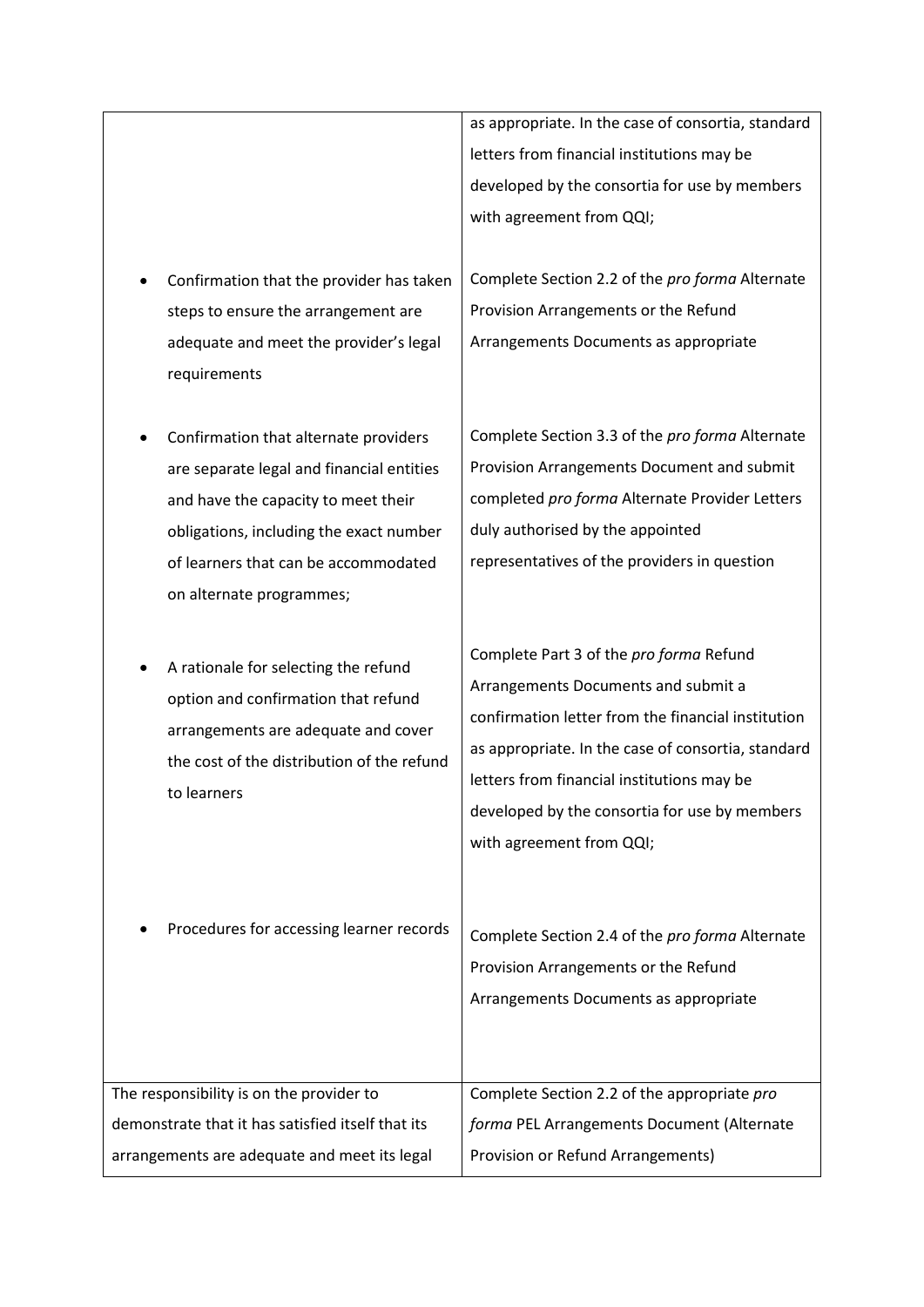| | |
|---|---|
| | as appropriate. In the case of consortia, standard letters from financial institutions may be developed by the consortia for use by members with agreement from QQI; |
| • Confirmation that the provider has taken steps to ensure the arrangement are adequate and meet the provider's legal requirements | Complete Section 2.2 of the *pro forma* Alternate Provision Arrangements or the Refund Arrangements Documents as appropriate |
| • Confirmation that alternate providers are separate legal and financial entities and have the capacity to meet their obligations, including the exact number of learners that can be accommodated on alternate programmes; | Complete Section 3.3 of the *pro forma* Alternate Provision Arrangements Document and submit completed *pro forma* Alternate Provider Letters duly authorised by the appointed representatives of the providers in question |
| • A rationale for selecting the refund option and confirmation that refund arrangements are adequate and cover the cost of the distribution of the refund to learners | Complete Part 3 of the *pro forma* Refund Arrangements Documents and submit a confirmation letter from the financial institution as appropriate. In the case of consortia, standard letters from financial institutions may be developed by the consortia for use by members with agreement from QQI; |
| • Procedures for accessing learner records | Complete Section 2.4 of the *pro forma* Alternate Provision Arrangements or the Refund Arrangements Documents as appropriate |
| The responsibility is on the provider to demonstrate that it has satisfied itself that its arrangements are adequate and meet its legal | Complete Section 2.2 of the appropriate *pro forma* PEL Arrangements Document (Alternate Provision or Refund Arrangements) |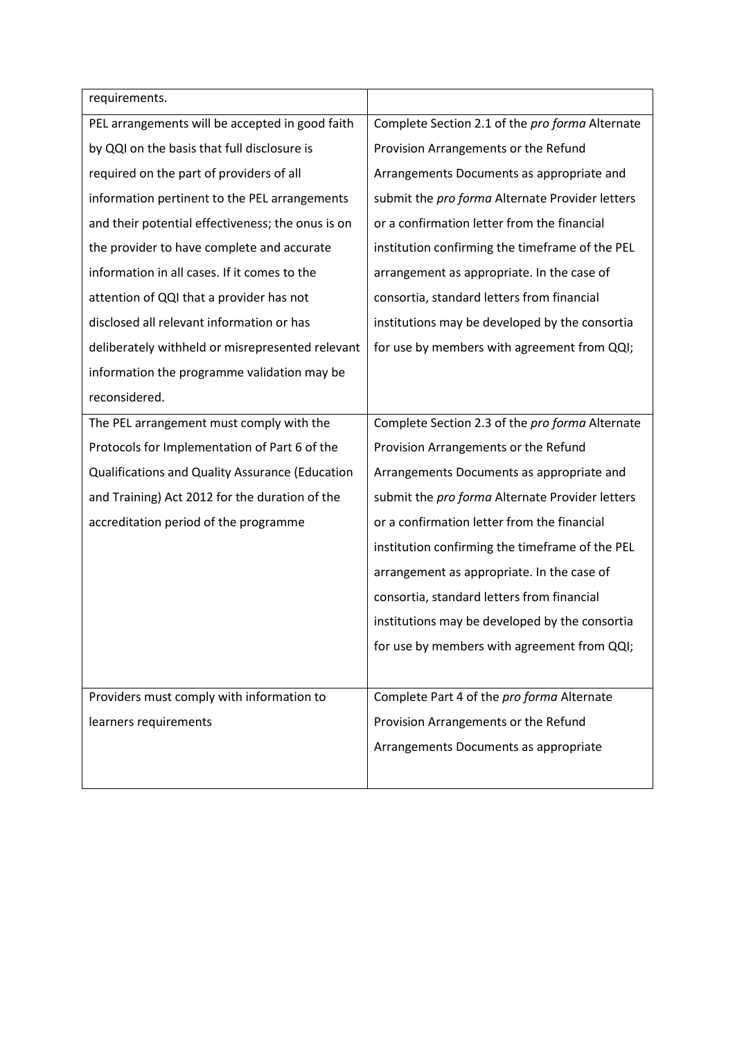| | |
|---|---|
| requirements. | |
| PEL arrangements will be accepted in good faith by QQI on the basis that full disclosure is required on the part of providers of all information pertinent to the PEL arrangements and their potential effectiveness; the onus is on the provider to have complete and accurate information in all cases. If it comes to the attention of QQI that a provider has not disclosed all relevant information or has deliberately withheld or misrepresented relevant information the programme validation may be reconsidered. | Complete Section 2.1 of the *pro forma* Alternate Provision Arrangements or the Refund Arrangements Documents as appropriate and submit the *pro forma* Alternate Provider letters or a confirmation letter from the financial institution confirming the timeframe of the PEL arrangement as appropriate. In the case of consortia, standard letters from financial institutions may be developed by the consortia for use by members with agreement from QQI; |
| The PEL arrangement must comply with the Protocols for Implementation of Part 6 of the Qualifications and Quality Assurance (Education and Training) Act 2012 for the duration of the accreditation period of the programme | Complete Section 2.3 of the *pro forma* Alternate Provision Arrangements or the Refund Arrangements Documents as appropriate and submit the *pro forma* Alternate Provider letters or a confirmation letter from the financial institution confirming the timeframe of the PEL arrangement as appropriate. In the case of consortia, standard letters from financial institutions may be developed by the consortia for use by members with agreement from QQI; |
| Providers must comply with information to learners requirements | Complete Part 4 of the *pro forma* Alternate Provision Arrangements or the Refund Arrangements Documents as appropriate |